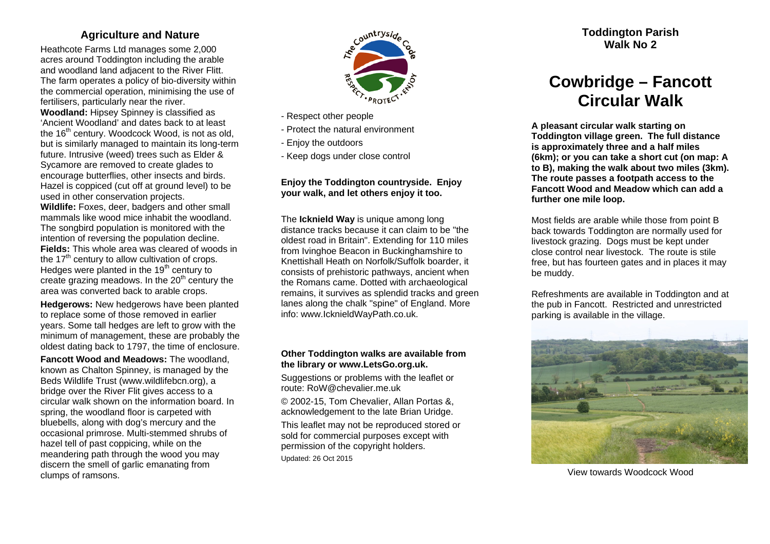## Agriculture and Nature

Heathcote Farms Ltd manages some 2,000 acres around Toddington including the arable and woodland land adjacent to the River Flitt. The farm operates a policy of bio-diversity within the commercial operation, minimising the use of fertilisers, particularly near the river.

**Woodland:** Hipsey Spinney is classified as 'Ancient Woodland' and dates back to at least the 16th century. Woodcock Wood, is not as old, but is similarly managed to maintain its long-term future. Intrusive (weed) trees such as Elder & Sycamore are removed to create glades to encourage butterflies, other insects and birds. Hazel is coppiced (cut off at ground level) to be used in other conservation projects.

**Wildlife:** Foxes, deer, badgers and other small mammals like wood mice inhabit the woodland. The songbird population is monitored with the intention of reversing the population decline.

**Fields:** This whole area was cleared of woods in the 17th century to allow cultivation of crops. Hedges were planted in the 19th century to create grazing meadows. In the 20th century the area was converted back to arable crops.

**Hedgerows:** New hedgerows have been planted to replace some of those removed in earlier years. Some tall hedges are left to grow with the minimum of management, these are probably the oldest dating back to 1797, the time of enclosure.

**Fancott Wood and Meadows:** The woodland, known as Chalton Spinney, is managed by the Beds Wildlife Trust (www.wildlifebcn.org), a bridge over the River Flit gives access to a circular walk shown on the information board. In spring, the woodland floor is carpeted with bluebells, along with dog's mercury and the occasional primrose. Multi-stemmed shrubs of hazel tell of past coppicing, while on the meandering path through the wood you may discern the smell of garlic emanating from clumps of ramsons.

The Countryside Code — Respect • Protect • Enjoy

- Respect other people
- Protect the natural environment
- Enjoy the outdoors
- Keep dogs under close control

**Enjoy the Toddington countryside. Enjoy your walk, and let others enjoy it too.**

The **Icknield Way** is unique among long distance tracks because it can claim to be "the oldest road in Britain". Extending for 110 miles from Ivinghoe Beacon in Buckinghamshire to Knettishall Heath on Norfolk/Suffolk boarder, it consists of prehistoric pathways, ancient when the Romans came. Dotted with archaeological remains, it survives as splendid tracks and green lanes along the chalk "spine" of England. More info: www.IcknieldWayPath.co.uk.

**Other Toddington walks are available from the library or www.LetsGo.org.uk.**

Suggestions or problems with the leaflet or route: RoW@chevalier.me.uk

© 2002-15, Tom Chevalier, Allan Portas &, acknowledgement to the late Brian Uridge.

This leaflet may not be reproduced stored or sold for commercial purposes except with permission of the copyright holders.

Updated: 26 Oct 2015

**Toddington Parish**
**Walk No 2**

# Cowbridge – Fancott Circular Walk

**A pleasant circular walk starting on Toddington village green. The full distance is approximately three and a half miles (6km); or you can take a short cut (on map: A to B), making the walk about two miles (3km). The route passes a footpath access to the Fancott Wood and Meadow which can add a further one mile loop.**

Most fields are arable while those from point B back towards Toddington are normally used for livestock grazing. Dogs must be kept under close control near livestock. The route is stile free, but has fourteen gates and in places it may be muddy.

Refreshments are available in Toddington and at the pub in Fancott. Restricted and unrestricted parking is available in the village.

View towards Woodcock Wood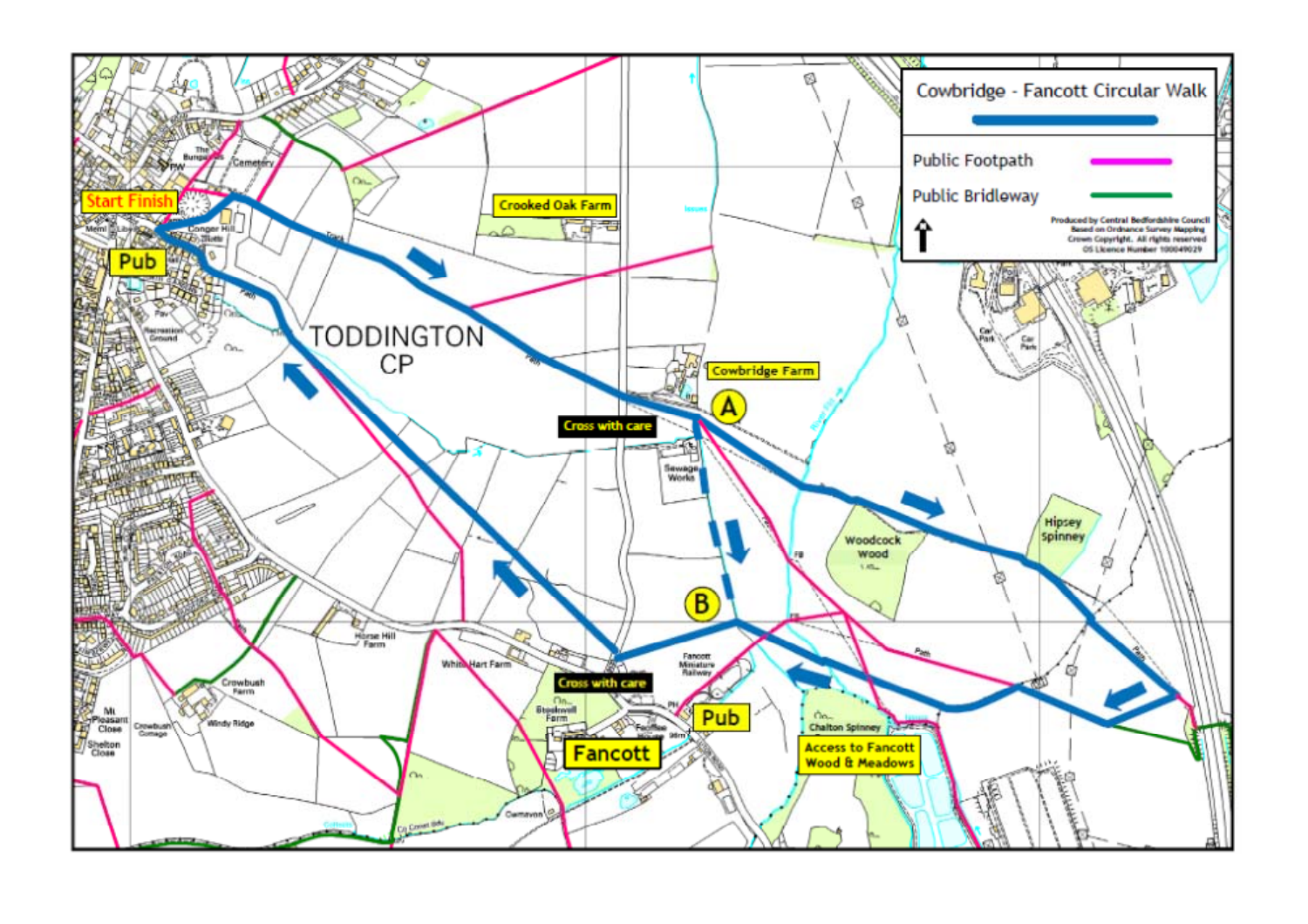# Cowbridge - Fancott Circular Walk

Public Footpath

Public Bridleway

Produced by Central Bedfordshire Council
Based on Ordnance Survey Mapping
Crown Copyright. All rights reserved
OS Licence Number 100049029

Start Finish

Pub

TODDINGTON CP

Crooked Oak Farm

Cowbridge Farm

A

Cross with care

B

Cross with care

Pub

Fancott

Access to Fancott Wood & Meadows

Woodcock Wood

Hipsey Spinney

Chalton Spinney

White Hart Farm

Horse Hill Farm

Crowbush Farm

Fancott Miniature Railway

Sewage Works